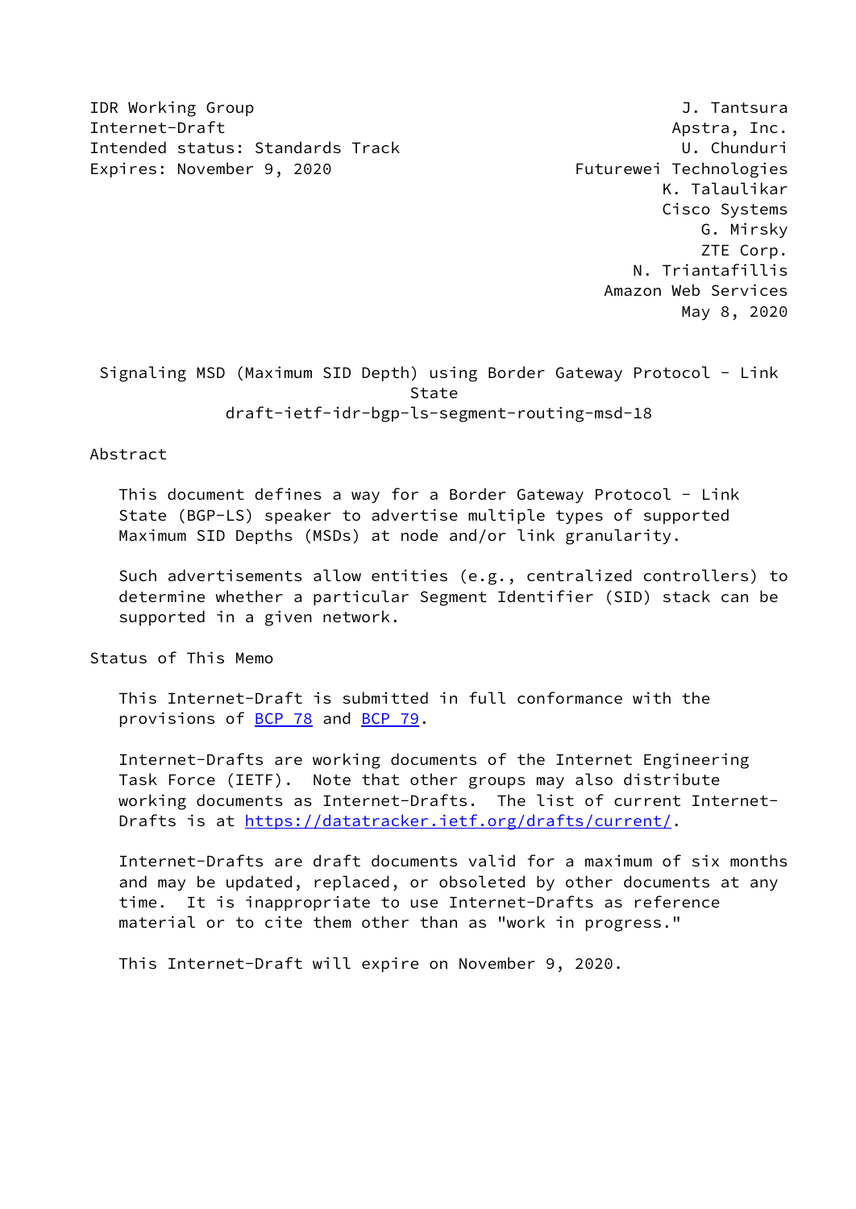IDR Working Group  
Internet-Draft  
Intended status: Standards Track  
Expires: November 9, 2020

J. Tantsura  
Apstra, Inc.  
U. Chunduri  
Futurewei Technologies  
K. Talaulikar  
Cisco Systems  
G. Mirsky  
ZTE Corp.  
N. Triantafillis  
Amazon Web Services  
May 8, 2020

# Signaling MSD (Maximum SID Depth) using Border Gateway Protocol - Link State

draft-ietf-idr-bgp-ls-segment-routing-msd-18

## Abstract

This document defines a way for a Border Gateway Protocol - Link State (BGP-LS) speaker to advertise multiple types of supported Maximum SID Depths (MSDs) at node and/or link granularity.

Such advertisements allow entities (e.g., centralized controllers) to determine whether a particular Segment Identifier (SID) stack can be supported in a given network.

## Status of This Memo

This Internet-Draft is submitted in full conformance with the provisions of BCP 78 and BCP 79.

Internet-Drafts are working documents of the Internet Engineering Task Force (IETF). Note that other groups may also distribute working documents as Internet-Drafts. The list of current Internet-Drafts is at https://datatracker.ietf.org/drafts/current/.

Internet-Drafts are draft documents valid for a maximum of six months and may be updated, replaced, or obsoleted by other documents at any time. It is inappropriate to use Internet-Drafts as reference material or to cite them other than as "work in progress."

This Internet-Draft will expire on November 9, 2020.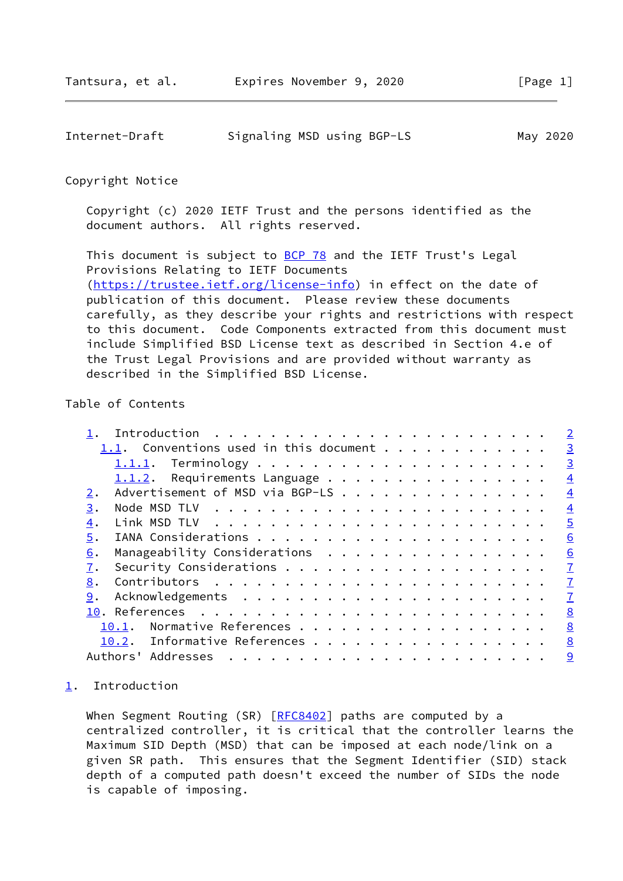Copyright Notice

Copyright (c) 2020 IETF Trust and the persons identified as the document authors. All rights reserved.

This document is subject to BCP 78 and the IETF Trust's Legal Provisions Relating to IETF Documents (https://trustee.ietf.org/license-info) in effect on the date of publication of this document. Please review these documents carefully, as they describe your rights and restrictions with respect to this document. Code Components extracted from this document must include Simplified BSD License text as described in Section 4.e of the Trust Legal Provisions and are provided without warranty as described in the Simplified BSD License.

Table of Contents

```
   1.  Introduction . . . . . . . . . . . . . . . . . . . . . . . .   2
     1.1.  Conventions used in this document . . . . . . . . . . . .   3
       1.1.1.  Terminology . . . . . . . . . . . . . . . . . . . . .   3
       1.1.2.  Requirements Language . . . . . . . . . . . . . . . .   4
   2.  Advertisement of MSD via BGP-LS . . . . . . . . . . . . . . .   4
   3.  Node MSD TLV  . . . . . . . . . . . . . . . . . . . . . . . .   4
   4.  Link MSD TLV  . . . . . . . . . . . . . . . . . . . . . . . .   5
   5.  IANA Considerations . . . . . . . . . . . . . . . . . . . . .   6
   6.  Manageability Considerations  . . . . . . . . . . . . . . . .   6
   7.  Security Considerations . . . . . . . . . . . . . . . . . . .   7
   8.  Contributors  . . . . . . . . . . . . . . . . . . . . . . . .   7
   9.  Acknowledgements  . . . . . . . . . . . . . . . . . . . . . .   7
   10. References  . . . . . . . . . . . . . . . . . . . . . . . . .   8
     10.1.  Normative References . . . . . . . . . . . . . . . . . .   8
     10.2.  Informative References . . . . . . . . . . . . . . . . .   8
   Authors' Addresses  . . . . . . . . . . . . . . . . . . . . . . .   9
```

## 1. Introduction

When Segment Routing (SR) [RFC8402] paths are computed by a centralized controller, it is critical that the controller learns the Maximum SID Depth (MSD) that can be imposed at each node/link on a given SR path. This ensures that the Segment Identifier (SID) stack depth of a computed path doesn't exceed the number of SIDs the node is capable of imposing.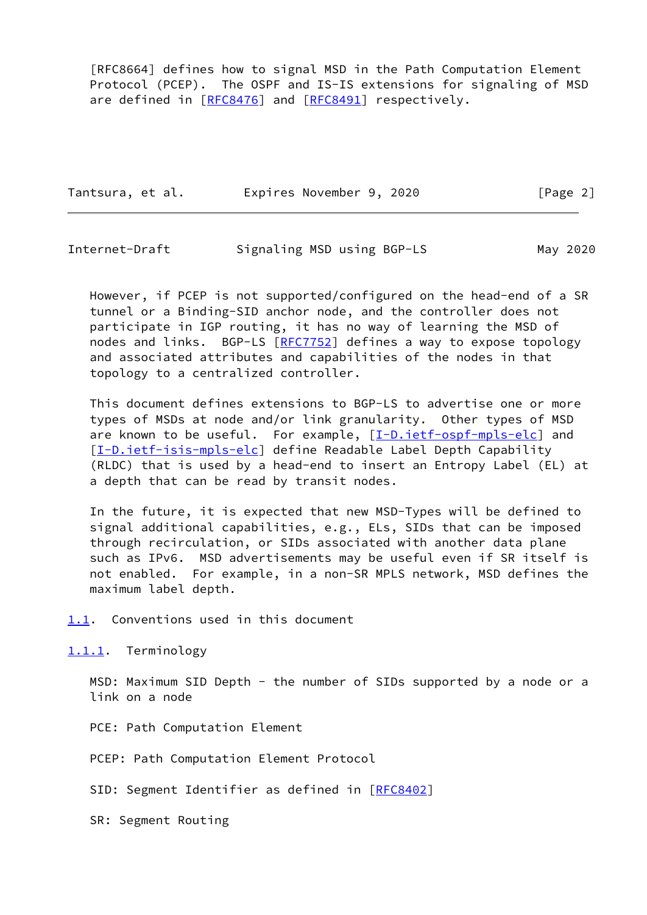[RFC8664] defines how to signal MSD in the Path Computation Element Protocol (PCEP). The OSPF and IS-IS extensions for signaling of MSD are defined in [RFC8476] and [RFC8491] respectively.

However, if PCEP is not supported/configured on the head-end of a SR tunnel or a Binding-SID anchor node, and the controller does not participate in IGP routing, it has no way of learning the MSD of nodes and links. BGP-LS [RFC7752] defines a way to expose topology and associated attributes and capabilities of the nodes in that topology to a centralized controller.

This document defines extensions to BGP-LS to advertise one or more types of MSDs at node and/or link granularity. Other types of MSD are known to be useful. For example, [I-D.ietf-ospf-mpls-elc] and [I-D.ietf-isis-mpls-elc] define Readable Label Depth Capability (RLDC) that is used by a head-end to insert an Entropy Label (EL) at a depth that can be read by transit nodes.

In the future, it is expected that new MSD-Types will be defined to signal additional capabilities, e.g., ELs, SIDs that can be imposed through recirculation, or SIDs associated with another data plane such as IPv6. MSD advertisements may be useful even if SR itself is not enabled. For example, in a non-SR MPLS network, MSD defines the maximum label depth.

## 1.1. Conventions used in this document

### 1.1.1. Terminology

MSD: Maximum SID Depth - the number of SIDs supported by a node or a link on a node

PCE: Path Computation Element

PCEP: Path Computation Element Protocol

SID: Segment Identifier as defined in [RFC8402]

SR: Segment Routing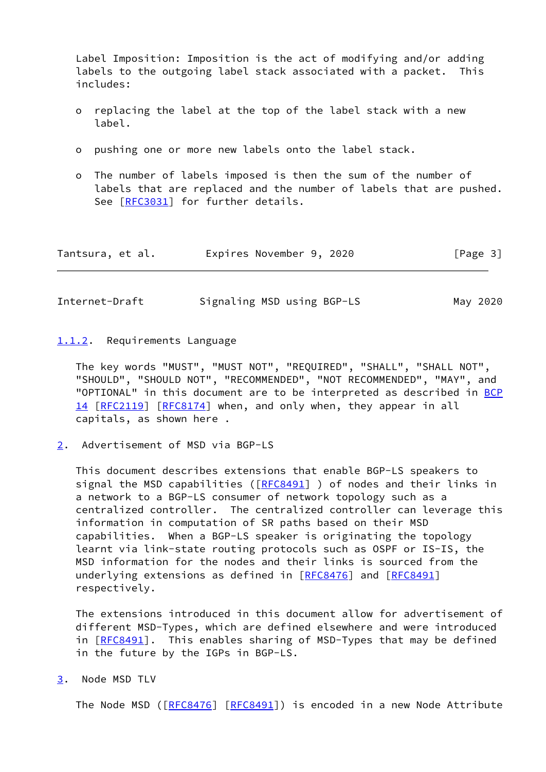Label Imposition: Imposition is the act of modifying and/or adding labels to the outgoing label stack associated with a packet. This includes:

- replacing the label at the top of the label stack with a new label.
- pushing one or more new labels onto the label stack.
- The number of labels imposed is then the sum of the number of labels that are replaced and the number of labels that are pushed. See [RFC3031] for further details.

### 1.1.2. Requirements Language

The key words "MUST", "MUST NOT", "REQUIRED", "SHALL", "SHALL NOT", "SHOULD", "SHOULD NOT", "RECOMMENDED", "NOT RECOMMENDED", "MAY", and "OPTIONAL" in this document are to be interpreted as described in BCP 14 [RFC2119] [RFC8174] when, and only when, they appear in all capitals, as shown here .

## 2. Advertisement of MSD via BGP-LS

This document describes extensions that enable BGP-LS speakers to signal the MSD capabilities ([RFC8491] ) of nodes and their links in a network to a BGP-LS consumer of network topology such as a centralized controller. The centralized controller can leverage this information in computation of SR paths based on their MSD capabilities. When a BGP-LS speaker is originating the topology learnt via link-state routing protocols such as OSPF or IS-IS, the MSD information for the nodes and their links is sourced from the underlying extensions as defined in [RFC8476] and [RFC8491] respectively.

The extensions introduced in this document allow for advertisement of different MSD-Types, which are defined elsewhere and were introduced in [RFC8491]. This enables sharing of MSD-Types that may be defined in the future by the IGPs in BGP-LS.

## 3. Node MSD TLV

The Node MSD ([RFC8476] [RFC8491]) is encoded in a new Node Attribute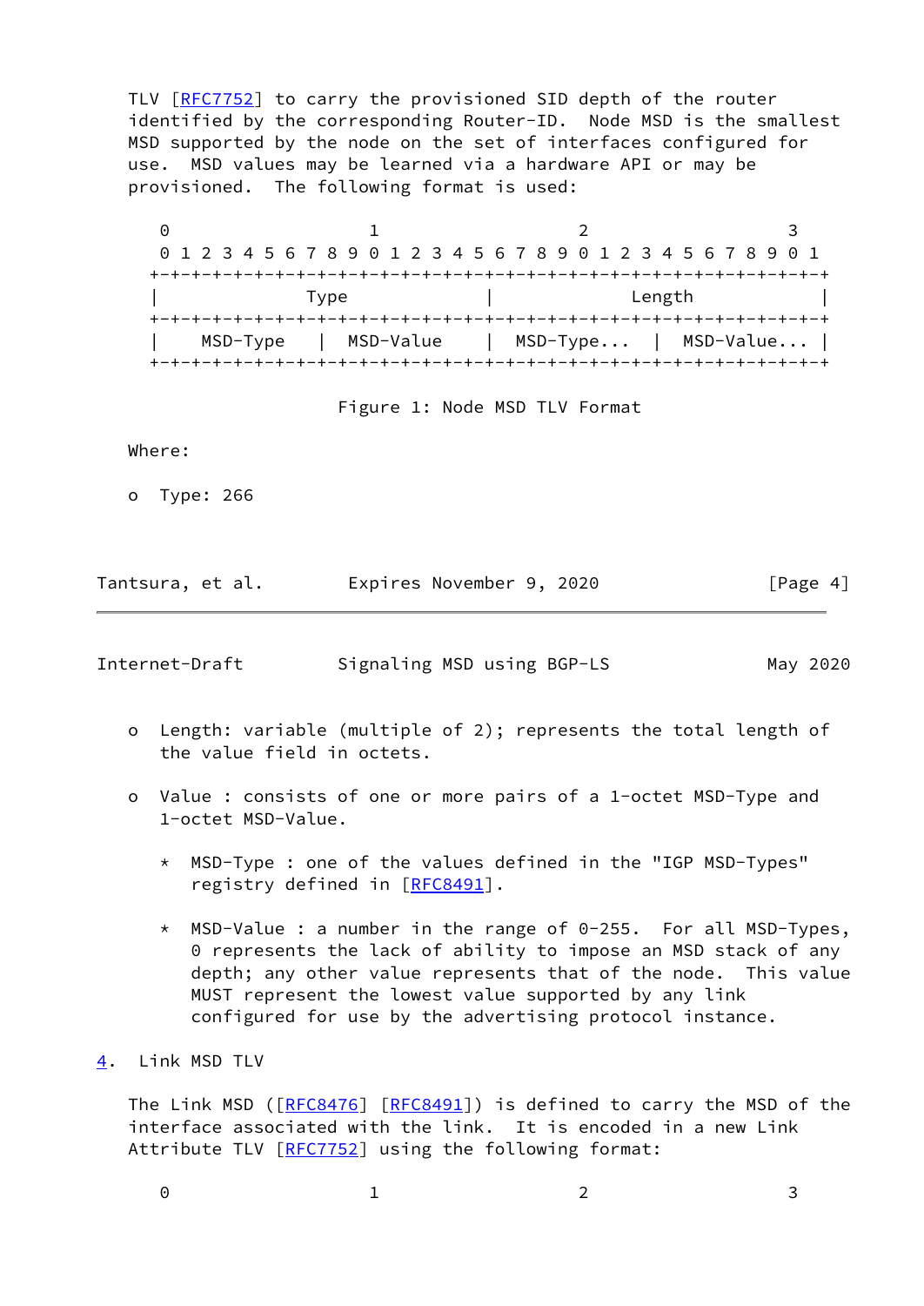TLV [RFC7752] to carry the provisioned SID depth of the router identified by the corresponding Router-ID. Node MSD is the smallest MSD supported by the node on the set of interfaces configured for use. MSD values may be learned via a hardware API or may be provisioned. The following format is used:

```
 0                   1                   2                   3
 0 1 2 3 4 5 6 7 8 9 0 1 2 3 4 5 6 7 8 9 0 1 2 3 4 5 6 7 8 9 0 1
+-+-+-+-+-+-+-+-+-+-+-+-+-+-+-+-+-+-+-+-+-+-+-+-+-+-+-+-+-+-+-+-+
|              Type             |             Length            |
+-+-+-+-+-+-+-+-+-+-+-+-+-+-+-+-+-+-+-+-+-+-+-+-+-+-+-+-+-+-+-+-+
|    MSD-Type   |  MSD-Value    |  MSD-Type...  |  MSD-Value... |
+-+-+-+-+-+-+-+-+-+-+-+-+-+-+-+-+-+-+-+-+-+-+-+-+-+-+-+-+-+-+-+-+
```

Figure 1: Node MSD TLV Format

Where:

- Type: 266
- Length: variable (multiple of 2); represents the total length of the value field in octets.
- Value : consists of one or more pairs of a 1-octet MSD-Type and 1-octet MSD-Value.
  - MSD-Type : one of the values defined in the "IGP MSD-Types" registry defined in [RFC8491].
  - MSD-Value : a number in the range of 0-255. For all MSD-Types, 0 represents the lack of ability to impose an MSD stack of any depth; any other value represents that of the node. This value MUST represent the lowest value supported by any link configured for use by the advertising protocol instance.

## 4. Link MSD TLV

The Link MSD ([RFC8476] [RFC8491]) is defined to carry the MSD of the interface associated with the link. It is encoded in a new Link Attribute TLV [RFC7752] using the following format:

```
 0                   1                   2                   3
```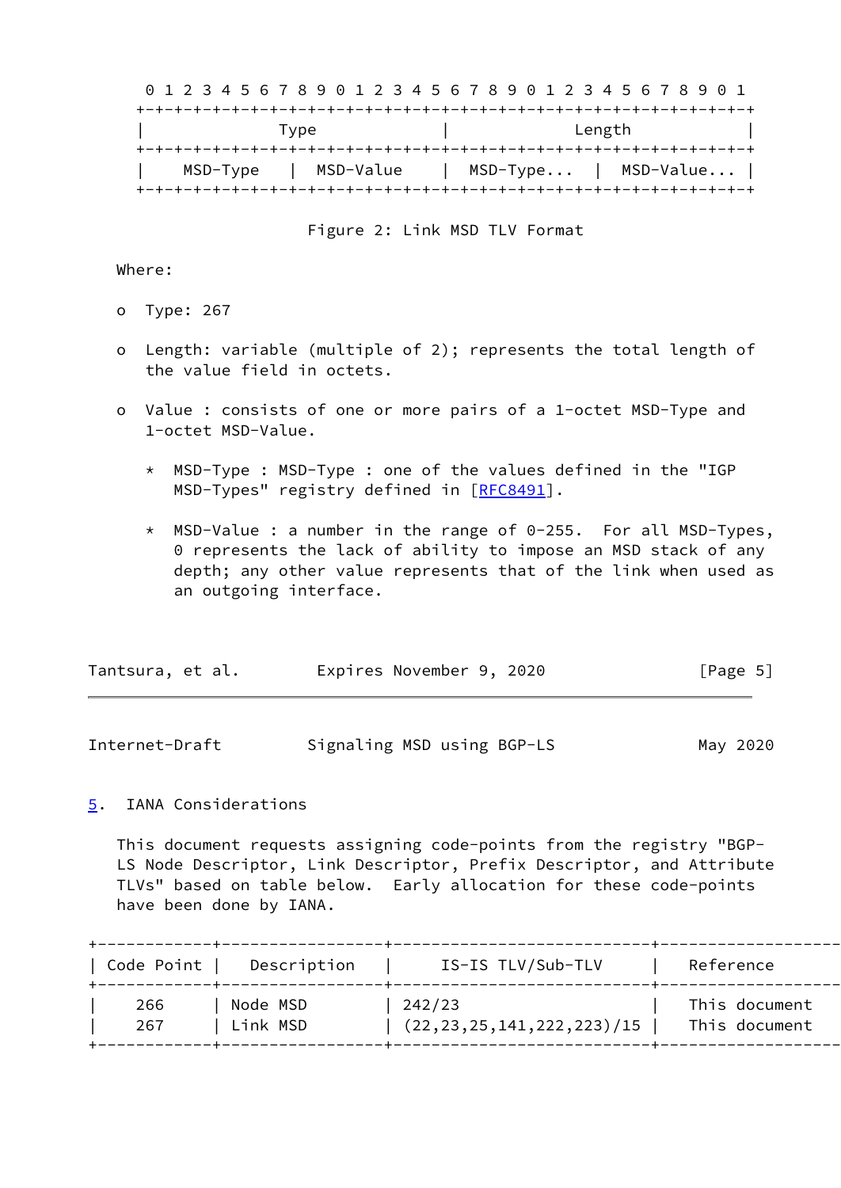```
 0 1 2 3 4 5 6 7 8 9 0 1 2 3 4 5 6 7 8 9 0 1 2 3 4 5 6 7 8 9 0 1
+-+-+-+-+-+-+-+-+-+-+-+-+-+-+-+-+-+-+-+-+-+-+-+-+-+-+-+-+-+-+-+-+
|              Type             |             Length            |
+-+-+-+-+-+-+-+-+-+-+-+-+-+-+-+-+-+-+-+-+-+-+-+-+-+-+-+-+-+-+-+-+
|    MSD-Type   |  MSD-Value    |  MSD-Type...  |  MSD-Value... |
+-+-+-+-+-+-+-+-+-+-+-+-+-+-+-+-+-+-+-+-+-+-+-+-+-+-+-+-+-+-+-+-+
```

Figure 2: Link MSD TLV Format

Where:

- Type: 267
- Length: variable (multiple of 2); represents the total length of the value field in octets.
- Value : consists of one or more pairs of a 1-octet MSD-Type and 1-octet MSD-Value.
  - MSD-Type : MSD-Type : one of the values defined in the "IGP MSD-Types" registry defined in [RFC8491].
  - MSD-Value : a number in the range of 0-255. For all MSD-Types, 0 represents the lack of ability to impose an MSD stack of any depth; any other value represents that of the link when used as an outgoing interface.

## 5. IANA Considerations

This document requests assigning code-points from the registry "BGP-LS Node Descriptor, Link Descriptor, Prefix Descriptor, and Attribute TLVs" based on table below. Early allocation for these code-points have been done by IANA.

| Code Point | Description | IS-IS TLV/Sub-TLV | Reference |
|---|---|---|---|
| 266 | Node MSD | 242/23 | This document |
| 267 | Link MSD | (22,23,25,141,222,223)/15 | This document |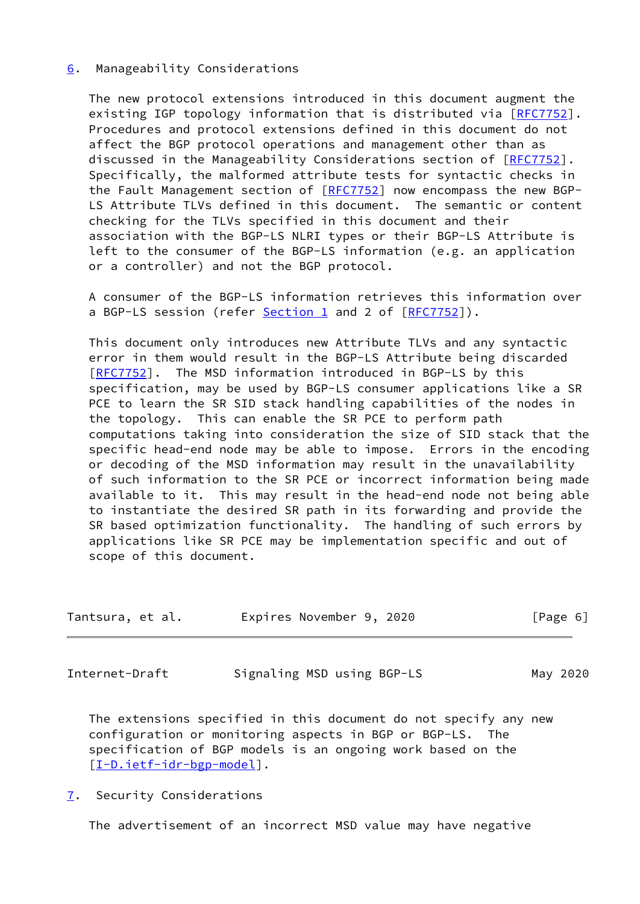## 6. Manageability Considerations

The new protocol extensions introduced in this document augment the existing IGP topology information that is distributed via [RFC7752]. Procedures and protocol extensions defined in this document do not affect the BGP protocol operations and management other than as discussed in the Manageability Considerations section of [RFC7752]. Specifically, the malformed attribute tests for syntactic checks in the Fault Management section of [RFC7752] now encompass the new BGP-LS Attribute TLVs defined in this document. The semantic or content checking for the TLVs specified in this document and their association with the BGP-LS NLRI types or their BGP-LS Attribute is left to the consumer of the BGP-LS information (e.g. an application or a controller) and not the BGP protocol.

A consumer of the BGP-LS information retrieves this information over a BGP-LS session (refer Section 1 and 2 of [RFC7752]).

This document only introduces new Attribute TLVs and any syntactic error in them would result in the BGP-LS Attribute being discarded [RFC7752]. The MSD information introduced in BGP-LS by this specification, may be used by BGP-LS consumer applications like a SR PCE to learn the SR SID stack handling capabilities of the nodes in the topology. This can enable the SR PCE to perform path computations taking into consideration the size of SID stack that the specific head-end node may be able to impose. Errors in the encoding or decoding of the MSD information may result in the unavailability of such information to the SR PCE or incorrect information being made available to it. This may result in the head-end node not being able to instantiate the desired SR path in its forwarding and provide the SR based optimization functionality. The handling of such errors by applications like SR PCE may be implementation specific and out of scope of this document.

The extensions specified in this document do not specify any new configuration or monitoring aspects in BGP or BGP-LS. The specification of BGP models is an ongoing work based on the [I-D.ietf-idr-bgp-model].

## 7. Security Considerations

The advertisement of an incorrect MSD value may have negative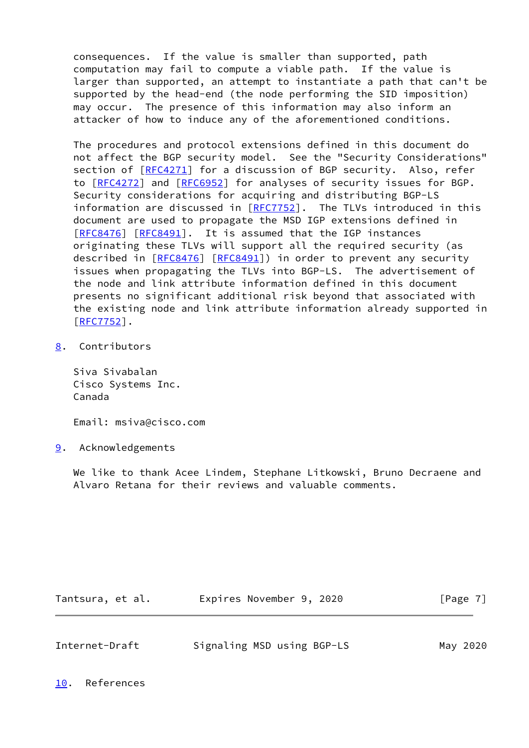consequences. If the value is smaller than supported, path computation may fail to compute a viable path. If the value is larger than supported, an attempt to instantiate a path that can't be supported by the head-end (the node performing the SID imposition) may occur. The presence of this information may also inform an attacker of how to induce any of the aforementioned conditions.

The procedures and protocol extensions defined in this document do not affect the BGP security model. See the "Security Considerations" section of [RFC4271] for a discussion of BGP security. Also, refer to [RFC4272] and [RFC6952] for analyses of security issues for BGP. Security considerations for acquiring and distributing BGP-LS information are discussed in [RFC7752]. The TLVs introduced in this document are used to propagate the MSD IGP extensions defined in [RFC8476] [RFC8491]. It is assumed that the IGP instances originating these TLVs will support all the required security (as described in [RFC8476] [RFC8491]) in order to prevent any security issues when propagating the TLVs into BGP-LS. The advertisement of the node and link attribute information defined in this document presents no significant additional risk beyond that associated with the existing node and link attribute information already supported in [RFC7752].

## 8. Contributors

Siva Sivabalan
Cisco Systems Inc.
Canada

Email: msiva@cisco.com

## 9. Acknowledgements

We like to thank Acee Lindem, Stephane Litkowski, Bruno Decraene and Alvaro Retana for their reviews and valuable comments.

## 10. References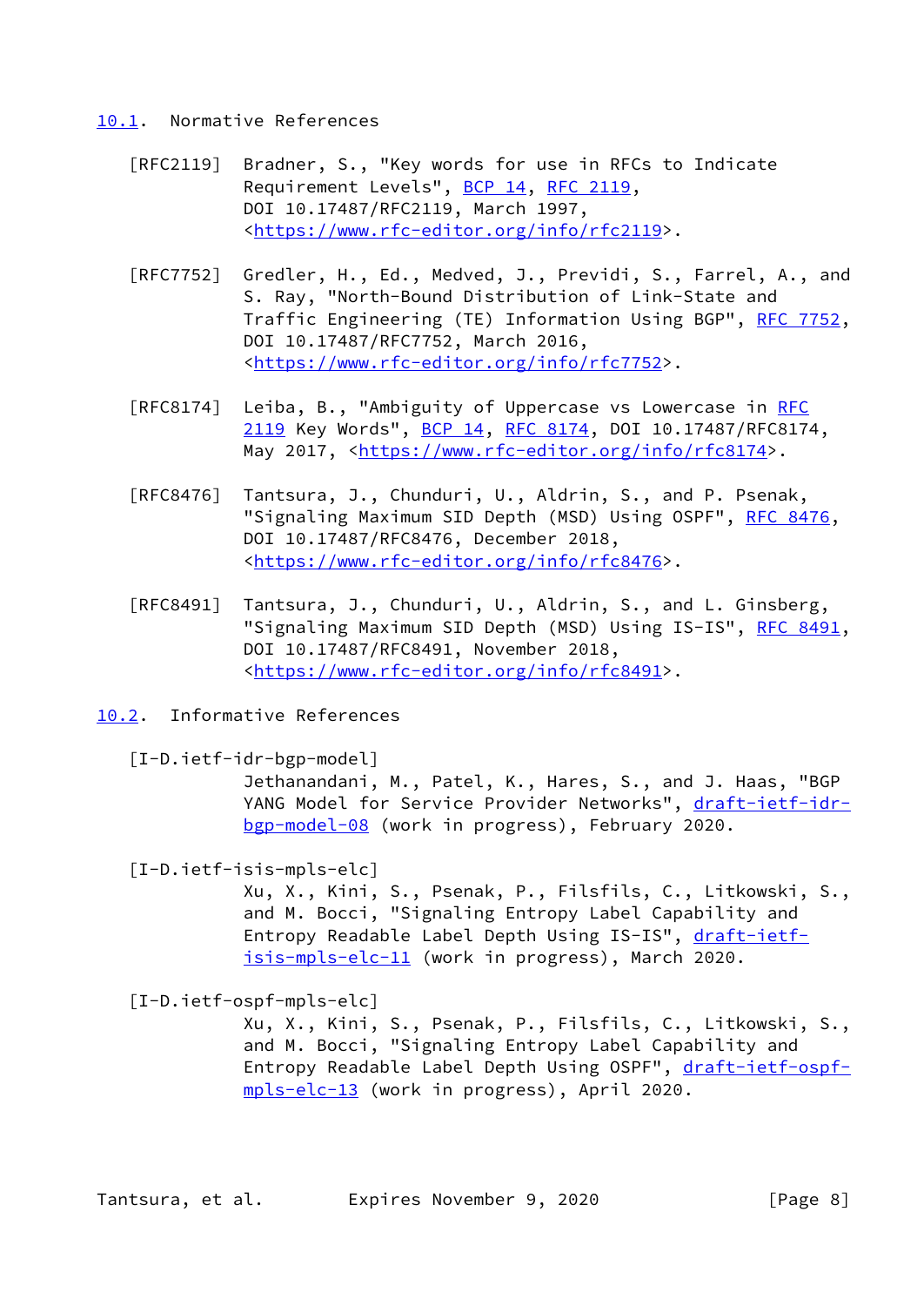### 10.1. Normative References

[RFC2119] Bradner, S., "Key words for use in RFCs to Indicate Requirement Levels", BCP 14, RFC 2119, DOI 10.17487/RFC2119, March 1997, <https://www.rfc-editor.org/info/rfc2119>.

[RFC7752] Gredler, H., Ed., Medved, J., Previdi, S., Farrel, A., and S. Ray, "North-Bound Distribution of Link-State and Traffic Engineering (TE) Information Using BGP", RFC 7752, DOI 10.17487/RFC7752, March 2016, <https://www.rfc-editor.org/info/rfc7752>.

[RFC8174] Leiba, B., "Ambiguity of Uppercase vs Lowercase in RFC 2119 Key Words", BCP 14, RFC 8174, DOI 10.17487/RFC8174, May 2017, <https://www.rfc-editor.org/info/rfc8174>.

[RFC8476] Tantsura, J., Chunduri, U., Aldrin, S., and P. Psenak, "Signaling Maximum SID Depth (MSD) Using OSPF", RFC 8476, DOI 10.17487/RFC8476, December 2018, <https://www.rfc-editor.org/info/rfc8476>.

[RFC8491] Tantsura, J., Chunduri, U., Aldrin, S., and L. Ginsberg, "Signaling Maximum SID Depth (MSD) Using IS-IS", RFC 8491, DOI 10.17487/RFC8491, November 2018, <https://www.rfc-editor.org/info/rfc8491>.

### 10.2. Informative References

[I-D.ietf-idr-bgp-model] Jethanandani, M., Patel, K., Hares, S., and J. Haas, "BGP YANG Model for Service Provider Networks", draft-ietf-idr-bgp-model-08 (work in progress), February 2020.

[I-D.ietf-isis-mpls-elc] Xu, X., Kini, S., Psenak, P., Filsfils, C., Litkowski, S., and M. Bocci, "Signaling Entropy Label Capability and Entropy Readable Label Depth Using IS-IS", draft-ietf-isis-mpls-elc-11 (work in progress), March 2020.

[I-D.ietf-ospf-mpls-elc] Xu, X., Kini, S., Psenak, P., Filsfils, C., Litkowski, S., and M. Bocci, "Signaling Entropy Label Capability and Entropy Readable Label Depth Using OSPF", draft-ietf-ospf-mpls-elc-13 (work in progress), April 2020.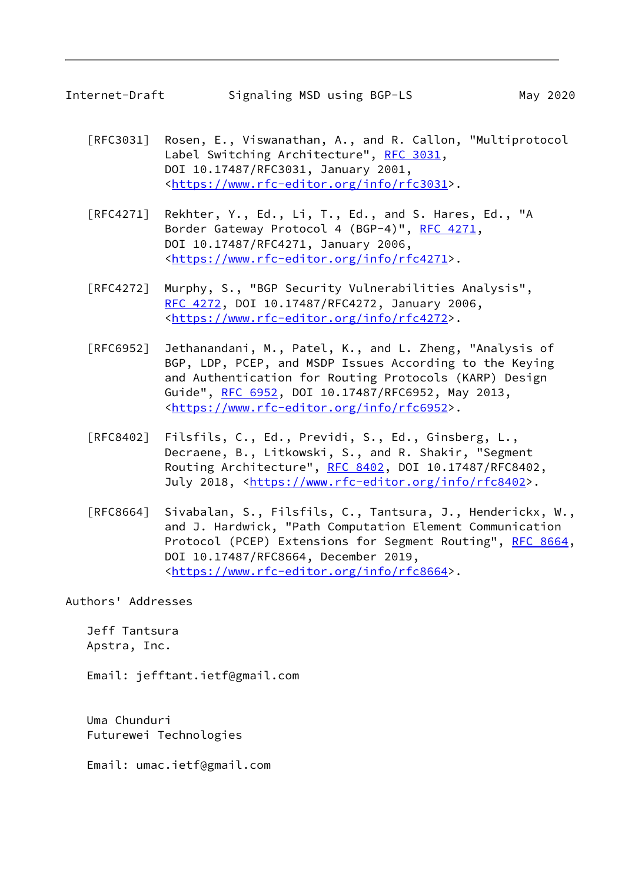[RFC3031] Rosen, E., Viswanathan, A., and R. Callon, "Multiprotocol Label Switching Architecture", RFC 3031, DOI 10.17487/RFC3031, January 2001, <https://www.rfc-editor.org/info/rfc3031>.

[RFC4271] Rekhter, Y., Ed., Li, T., Ed., and S. Hares, Ed., "A Border Gateway Protocol 4 (BGP-4)", RFC 4271, DOI 10.17487/RFC4271, January 2006, <https://www.rfc-editor.org/info/rfc4271>.

[RFC4272] Murphy, S., "BGP Security Vulnerabilities Analysis", RFC 4272, DOI 10.17487/RFC4272, January 2006, <https://www.rfc-editor.org/info/rfc4272>.

[RFC6952] Jethanandani, M., Patel, K., and L. Zheng, "Analysis of BGP, LDP, PCEP, and MSDP Issues According to the Keying and Authentication for Routing Protocols (KARP) Design Guide", RFC 6952, DOI 10.17487/RFC6952, May 2013, <https://www.rfc-editor.org/info/rfc6952>.

[RFC8402] Filsfils, C., Ed., Previdi, S., Ed., Ginsberg, L., Decraene, B., Litkowski, S., and R. Shakir, "Segment Routing Architecture", RFC 8402, DOI 10.17487/RFC8402, July 2018, <https://www.rfc-editor.org/info/rfc8402>.

[RFC8664] Sivabalan, S., Filsfils, C., Tantsura, J., Henderickx, W., and J. Hardwick, "Path Computation Element Communication Protocol (PCEP) Extensions for Segment Routing", RFC 8664, DOI 10.17487/RFC8664, December 2019, <https://www.rfc-editor.org/info/rfc8664>.

## Authors' Addresses

Jeff Tantsura
Apstra, Inc.

Email: jefftant.ietf@gmail.com

Uma Chunduri
Futurewei Technologies

Email: umac.ietf@gmail.com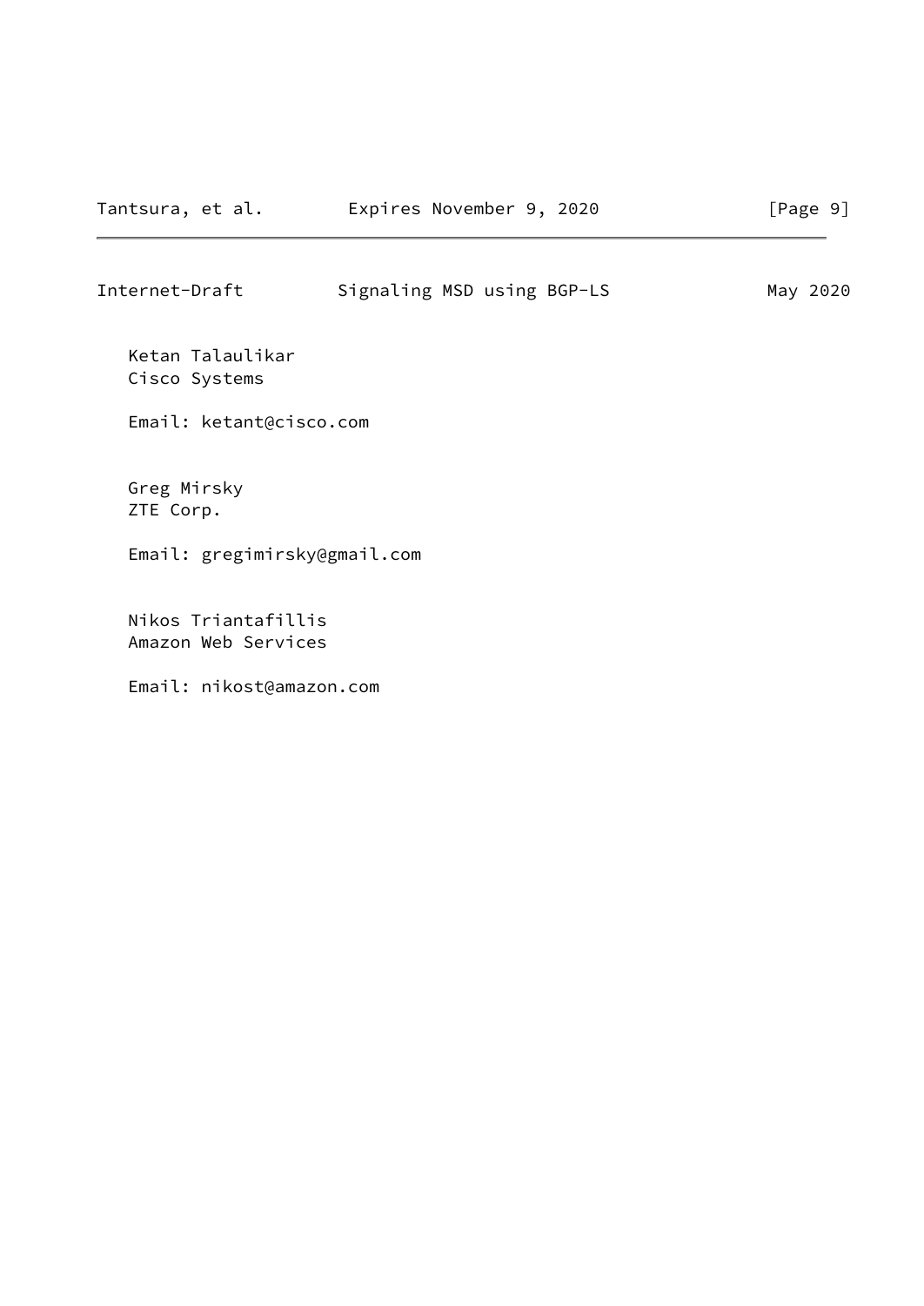Ketan Talaulikar
Cisco Systems

Email: ketant@cisco.com

Greg Mirsky
ZTE Corp.

Email: gregimirsky@gmail.com

Nikos Triantafillis
Amazon Web Services

Email: nikost@amazon.com